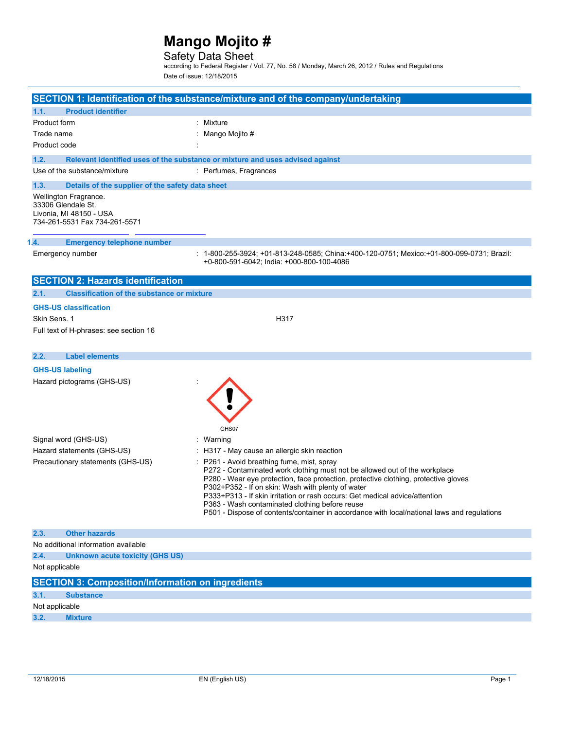# Mango Mojito #

Safety Data Sheet

according to Federal Register / Vol. 77, No. 58 / Monday, March 26, 2012 / Rules and Regulations

Date of issue: 12/18/2015

## SECTION 1: Identification of the substance/mixture and of the company/undertaking

### 1.1. Product identifier

Product form : Mixture

Trade name : Mango Mojito #

Product code :

### 1.2. Relevant identified uses of the substance or mixture and uses advised against

Use of the substance/mixture : Perfumes, Fragrances

### 1.3. Details of the supplier of the safety data sheet

Wellington Fragrance.
33306 Glendale St.
Livonia, MI 48150 - USA
734-261-5531 Fax 734-261-5571

### 1.4. Emergency telephone number

Emergency number : 1-800-255-3924; +01-813-248-0585; China:+400-120-0751; Mexico:+01-800-099-0731; Brazil: +0-800-591-6042; India: +000-800-100-4086

## SECTION 2: Hazards identification

### 2.1. Classification of the substance or mixture

**GHS-US classification**

Skin Sens. 1 H317

Full text of H-phrases: see section 16

### 2.2. Label elements

**GHS-US labeling**

Hazard pictograms (GHS-US) :

GHS07

Signal word (GHS-US) : Warning

Hazard statements (GHS-US) : H317 - May cause an allergic skin reaction

Precautionary statements (GHS-US) : P261 - Avoid breathing fume, mist, spray
P272 - Contaminated work clothing must not be allowed out of the workplace
P280 - Wear eye protection, face protection, protective clothing, protective gloves
P302+P352 - If on skin: Wash with plenty of water
P333+P313 - If skin irritation or rash occurs: Get medical advice/attention
P363 - Wash contaminated clothing before reuse
P501 - Dispose of contents/container in accordance with local/national laws and regulations

### 2.3. Other hazards

No additional information available

### 2.4. Unknown acute toxicity (GHS US)

Not applicable

## SECTION 3: Composition/Information on ingredients

### 3.1. Substance

Not applicable

### 3.2. Mixture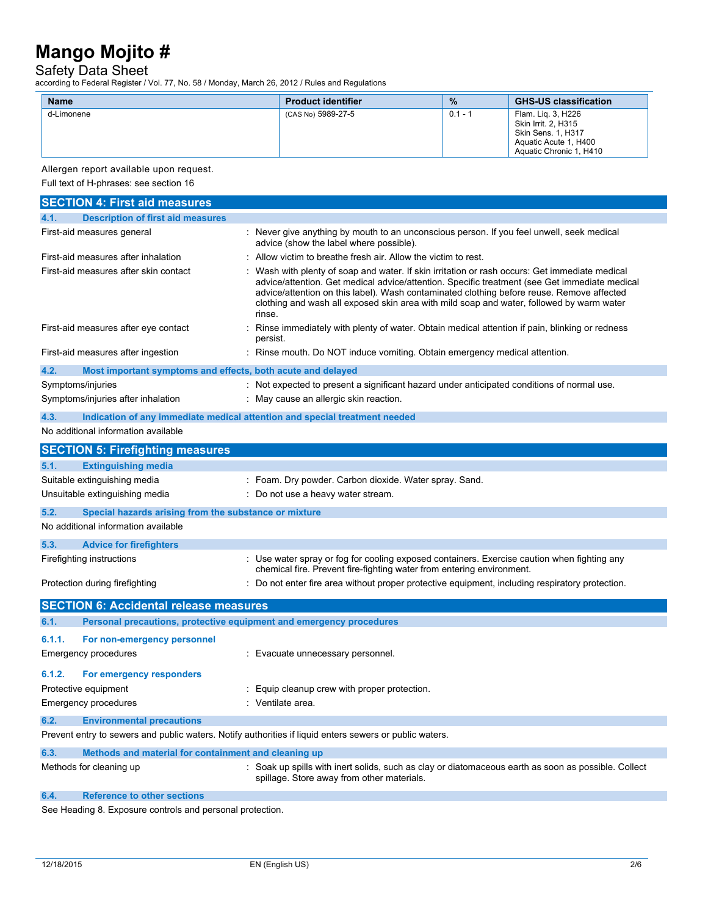| Name | Product identifier | % | GHS-US classification |
|---|---|---|---|
| d-Limonene | (CAS No) 5989-27-5 | 0.1 - 1 | Flam. Liq. 3, H226<br>Skin Irrit. 2, H315<br>Skin Sens. 1, H317<br>Aquatic Acute 1, H400<br>Aquatic Chronic 1, H410 |

Allergen report available upon request.

Full text of H-phrases: see section 16

## SECTION 4: First aid measures

### 4.1. Description of first aid measures

First-aid measures general : Never give anything by mouth to an unconscious person. If you feel unwell, seek medical advice (show the label where possible).

First-aid measures after inhalation : Allow victim to breathe fresh air. Allow the victim to rest.

First-aid measures after skin contact : Wash with plenty of soap and water. If skin irritation or rash occurs: Get immediate medical advice/attention. Get medical advice/attention. Specific treatment (see Get immediate medical advice/attention on this label). Wash contaminated clothing before reuse. Remove affected clothing and wash all exposed skin area with mild soap and water, followed by warm water rinse.

First-aid measures after eye contact : Rinse immediately with plenty of water. Obtain medical attention if pain, blinking or redness persist.

First-aid measures after ingestion : Rinse mouth. Do NOT induce vomiting. Obtain emergency medical attention.

### 4.2. Most important symptoms and effects, both acute and delayed

Symptoms/injuries : Not expected to present a significant hazard under anticipated conditions of normal use.

Symptoms/injuries after inhalation : May cause an allergic skin reaction.

### 4.3. Indication of any immediate medical attention and special treatment needed

No additional information available

## SECTION 5: Firefighting measures

### 5.1. Extinguishing media

Suitable extinguishing media : Foam. Dry powder. Carbon dioxide. Water spray. Sand.

Unsuitable extinguishing media : Do not use a heavy water stream.

### 5.2. Special hazards arising from the substance or mixture

No additional information available

### 5.3. Advice for firefighters

Firefighting instructions : Use water spray or fog for cooling exposed containers. Exercise caution when fighting any chemical fire. Prevent fire-fighting water from entering environment.

Protection during firefighting : Do not enter fire area without proper protective equipment, including respiratory protection.

## SECTION 6: Accidental release measures

### 6.1. Personal precautions, protective equipment and emergency procedures

#### 6.1.1. For non-emergency personnel

Emergency procedures : Evacuate unnecessary personnel.

#### 6.1.2. For emergency responders

Protective equipment : Equip cleanup crew with proper protection.

Emergency procedures : Ventilate area.

### 6.2. Environmental precautions

Prevent entry to sewers and public waters. Notify authorities if liquid enters sewers or public waters.

### 6.3. Methods and material for containment and cleaning up

Methods for cleaning up : Soak up spills with inert solids, such as clay or diatomaceous earth as soon as possible. Collect spillage. Store away from other materials.

### 6.4. Reference to other sections

See Heading 8. Exposure controls and personal protection.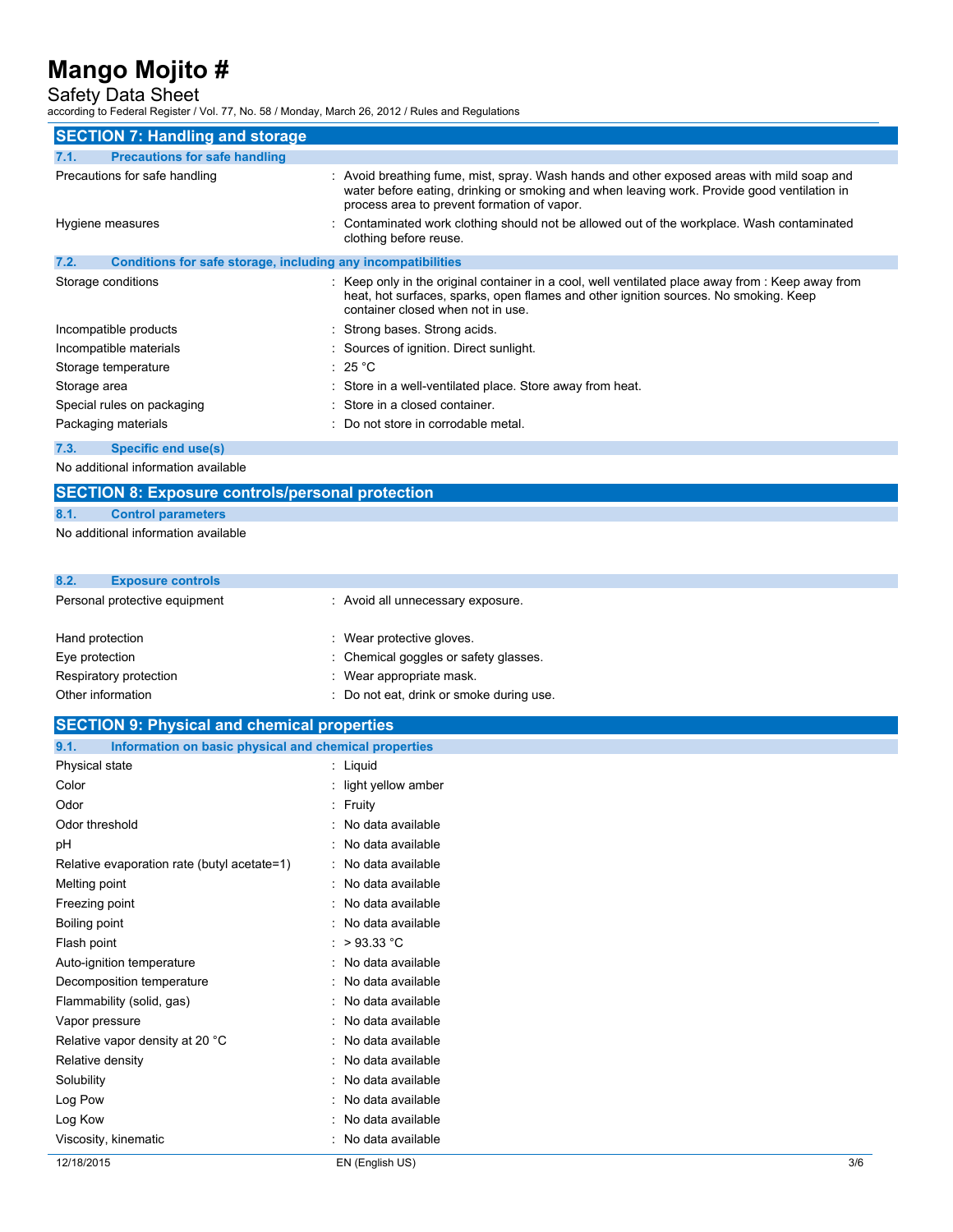## SECTION 7: Handling and storage

### 7.1. Precautions for safe handling

| | |
|---|---|
| Precautions for safe handling | : Avoid breathing fume, mist, spray. Wash hands and other exposed areas with mild soap and water before eating, drinking or smoking and when leaving work. Provide good ventilation in process area to prevent formation of vapor. |
| Hygiene measures | : Contaminated work clothing should not be allowed out of the workplace. Wash contaminated clothing before reuse. |

### 7.2. Conditions for safe storage, including any incompatibilities

| | |
|---|---|
| Storage conditions | : Keep only in the original container in a cool, well ventilated place away from : Keep away from heat, hot surfaces, sparks, open flames and other ignition sources. No smoking. Keep container closed when not in use. |
| Incompatible products | : Strong bases. Strong acids. |
| Incompatible materials | : Sources of ignition. Direct sunlight. |
| Storage temperature | : 25 °C |
| Storage area | : Store in a well-ventilated place. Store away from heat. |
| Special rules on packaging | : Store in a closed container. |
| Packaging materials | : Do not store in corrodable metal. |

### 7.3. Specific end use(s)

No additional information available

## SECTION 8: Exposure controls/personal protection

### 8.1. Control parameters

No additional information available

### 8.2. Exposure controls

| | |
|---|---|
| Personal protective equipment | : Avoid all unnecessary exposure. |
| Hand protection | : Wear protective gloves. |
| Eye protection | : Chemical goggles or safety glasses. |
| Respiratory protection | : Wear appropriate mask. |
| Other information | : Do not eat, drink or smoke during use. |

## SECTION 9: Physical and chemical properties

### 9.1. Information on basic physical and chemical properties

| | |
|---|---|
| Physical state | : Liquid |
| Color | : light yellow amber |
| Odor | : Fruity |
| Odor threshold | : No data available |
| pH | : No data available |
| Relative evaporation rate (butyl acetate=1) | : No data available |
| Melting point | : No data available |
| Freezing point | : No data available |
| Boiling point | : No data available |
| Flash point | : > 93.33 °C |
| Auto-ignition temperature | : No data available |
| Decomposition temperature | : No data available |
| Flammability (solid, gas) | : No data available |
| Vapor pressure | : No data available |
| Relative vapor density at 20 °C | : No data available |
| Relative density | : No data available |
| Solubility | : No data available |
| Log Pow | : No data available |
| Log Kow | : No data available |
| Viscosity, kinematic | : No data available |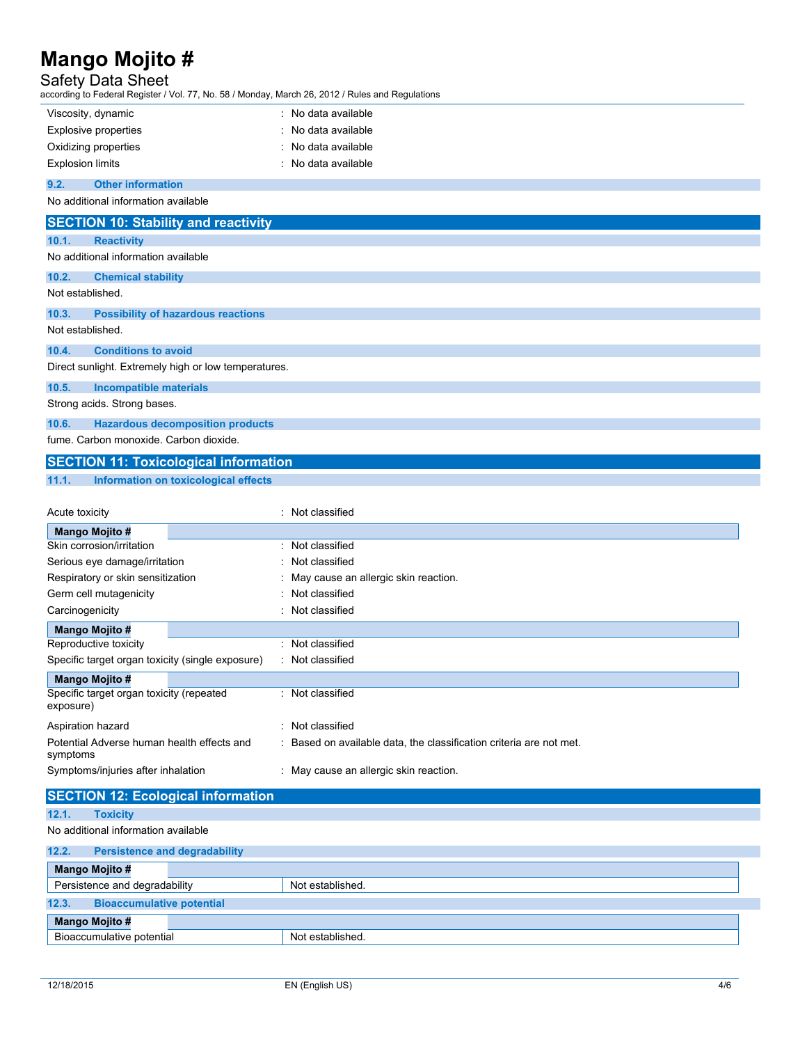| | |
|---|---|
| Viscosity, dynamic | : No data available |
| Explosive properties | : No data available |
| Oxidizing properties | : No data available |
| Explosion limits | : No data available |

### 9.2. Other information

No additional information available

## SECTION 10: Stability and reactivity

### 10.1. Reactivity

No additional information available

### 10.2. Chemical stability

Not established.

### 10.3. Possibility of hazardous reactions

Not established.

### 10.4. Conditions to avoid

Direct sunlight. Extremely high or low temperatures.

### 10.5. Incompatible materials

Strong acids. Strong bases.

### 10.6. Hazardous decomposition products

fume. Carbon monoxide. Carbon dioxide.

## SECTION 11: Toxicological information

### 11.1. Information on toxicological effects

Acute toxicity : Not classified

| Mango Mojito # | |
|---|---|
| Skin corrosion/irritation | : Not classified |
| Serious eye damage/irritation | : Not classified |
| Respiratory or skin sensitization | : May cause an allergic skin reaction. |
| Germ cell mutagenicity | : Not classified |
| Carcinogenicity | : Not classified |

| Mango Mojito # | |
|---|---|
| Reproductive toxicity | : Not classified |
| Specific target organ toxicity (single exposure) | : Not classified |

| Mango Mojito # | |
|---|---|
| Specific target organ toxicity (repeated exposure) | : Not classified |
| Aspiration hazard | : Not classified |
| Potential Adverse human health effects and symptoms | : Based on available data, the classification criteria are not met. |
| Symptoms/injuries after inhalation | : May cause an allergic skin reaction. |

## SECTION 12: Ecological information

### 12.1. Toxicity

No additional information available

### 12.2. Persistence and degradability

| Mango Mojito # | |
|---|---|
| Persistence and degradability | Not established. |

### 12.3. Bioaccumulative potential

| Mango Mojito # | |
|---|---|
| Bioaccumulative potential | Not established. |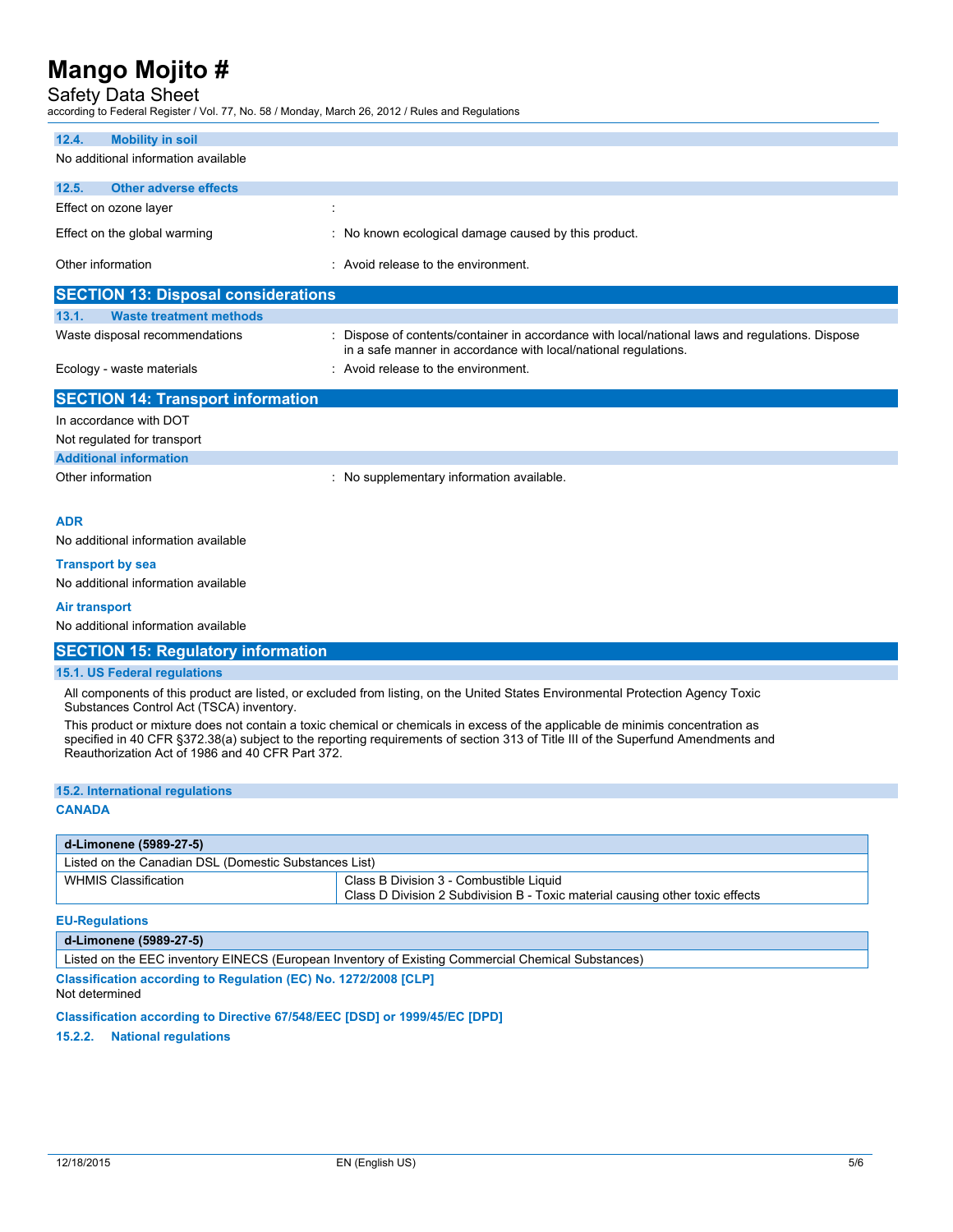### 12.4. Mobility in soil

No additional information available

### 12.5. Other adverse effects

| | |
|---|---|
| Effect on ozone layer | : |
| Effect on the global warming | : No known ecological damage caused by this product. |
| Other information | : Avoid release to the environment. |

## SECTION 13: Disposal considerations

### 13.1. Waste treatment methods

| | |
|---|---|
| Waste disposal recommendations | : Dispose of contents/container in accordance with local/national laws and regulations. Dispose in a safe manner in accordance with local/national regulations. |
| Ecology - waste materials | : Avoid release to the environment. |

## SECTION 14: Transport information

In accordance with DOT

Not regulated for transport

### Additional information

| | |
|---|---|
| Other information | : No supplementary information available. |

**ADR**

No additional information available

**Transport by sea**

No additional information available

**Air transport**

No additional information available

## SECTION 15: Regulatory information

### 15.1. US Federal regulations

All components of this product are listed, or excluded from listing, on the United States Environmental Protection Agency Toxic Substances Control Act (TSCA) inventory.

This product or mixture does not contain a toxic chemical or chemicals in excess of the applicable de minimis concentration as specified in 40 CFR §372.38(a) subject to the reporting requirements of section 313 of Title III of the Superfund Amendments and Reauthorization Act of 1986 and 40 CFR Part 372.

### 15.2. International regulations

**CANADA**

| d-Limonene (5989-27-5) | |
|---|---|
| Listed on the Canadian DSL (Domestic Substances List) | |
| WHMIS Classification | Class B Division 3 - Combustible Liquid<br>Class D Division 2 Subdivision B - Toxic material causing other toxic effects |

**EU-Regulations**

| d-Limonene (5989-27-5) |
|---|
| Listed on the EEC inventory EINECS (European Inventory of Existing Commercial Chemical Substances) |

**Classification according to Regulation (EC) No. 1272/2008 [CLP]**

Not determined

**Classification according to Directive 67/548/EEC [DSD] or 1999/45/EC [DPD]**

### 15.2.2. National regulations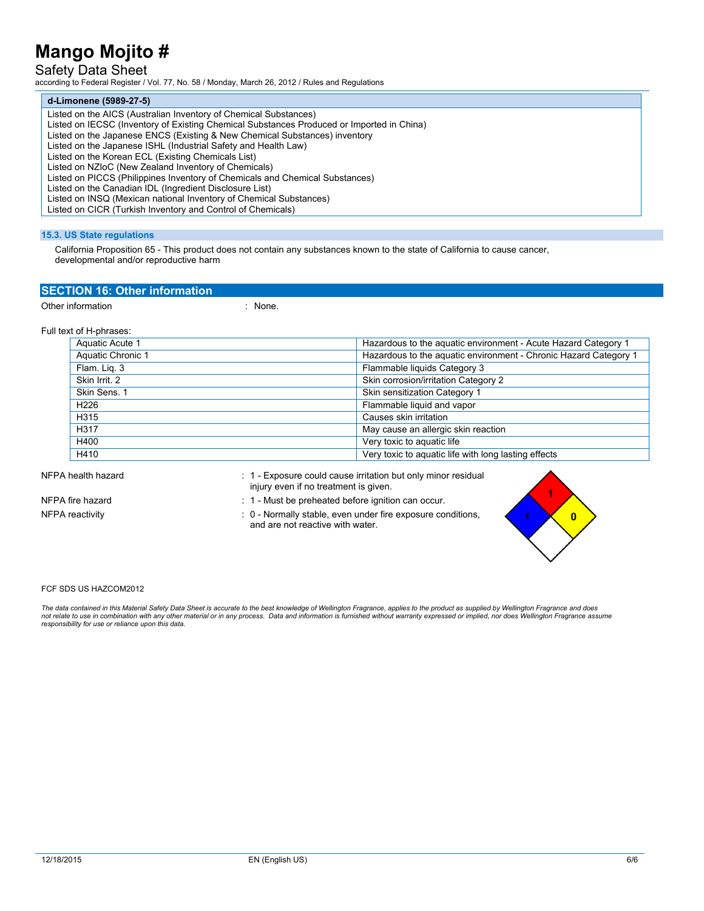| d-Limonene (5989-27-5) |
| --- |
| Listed on the AICS (Australian Inventory of Chemical Substances) |
| Listed on IECSC (Inventory of Existing Chemical Substances Produced or Imported in China) |
| Listed on the Japanese ENCS (Existing & New Chemical Substances) inventory |
| Listed on the Japanese ISHL (Industrial Safety and Health Law) |
| Listed on the Korean ECL (Existing Chemicals List) |
| Listed on NZIoC (New Zealand Inventory of Chemicals) |
| Listed on PICCS (Philippines Inventory of Chemicals and Chemical Substances) |
| Listed on the Canadian IDL (Ingredient Disclosure List) |
| Listed on INSQ (Mexican national Inventory of Chemical Substances) |
| Listed on CICR (Turkish Inventory and Control of Chemicals) |

### 15.3. US State regulations

California Proposition 65 - This product does not contain any substances known to the state of California to cause cancer, developmental and/or reproductive harm

## SECTION 16: Other information

Other information : None.

Full text of H-phrases:

| | |
| --- | --- |
| Aquatic Acute 1 | Hazardous to the aquatic environment - Acute Hazard Category 1 |
| Aquatic Chronic 1 | Hazardous to the aquatic environment - Chronic Hazard Category 1 |
| Flam. Liq. 3 | Flammable liquids Category 3 |
| Skin Irrit. 2 | Skin corrosion/irritation Category 2 |
| Skin Sens. 1 | Skin sensitization Category 1 |
| H226 | Flammable liquid and vapor |
| H315 | Causes skin irritation |
| H317 | May cause an allergic skin reaction |
| H400 | Very toxic to aquatic life |
| H410 | Very toxic to aquatic life with long lasting effects |

NFPA health hazard : 1 - Exposure could cause irritation but only minor residual injury even if no treatment is given.

NFPA fire hazard : 1 - Must be preheated before ignition can occur.

NFPA reactivity : 0 - Normally stable, even under fire exposure conditions, and are not reactive with water.

1
1
0

FCF SDS US HAZCOM2012

*The data contained in this Material Safety Data Sheet is accurate to the best knowledge of Wellington Fragrance, applies to the product as supplied by Wellington Fragrance and does not relate to use in combination with any other material or in any process. Data and information is furnished without warranty expressed or implied, nor does Wellington Fragrance assume responsibility for use or reliance upon this data.*